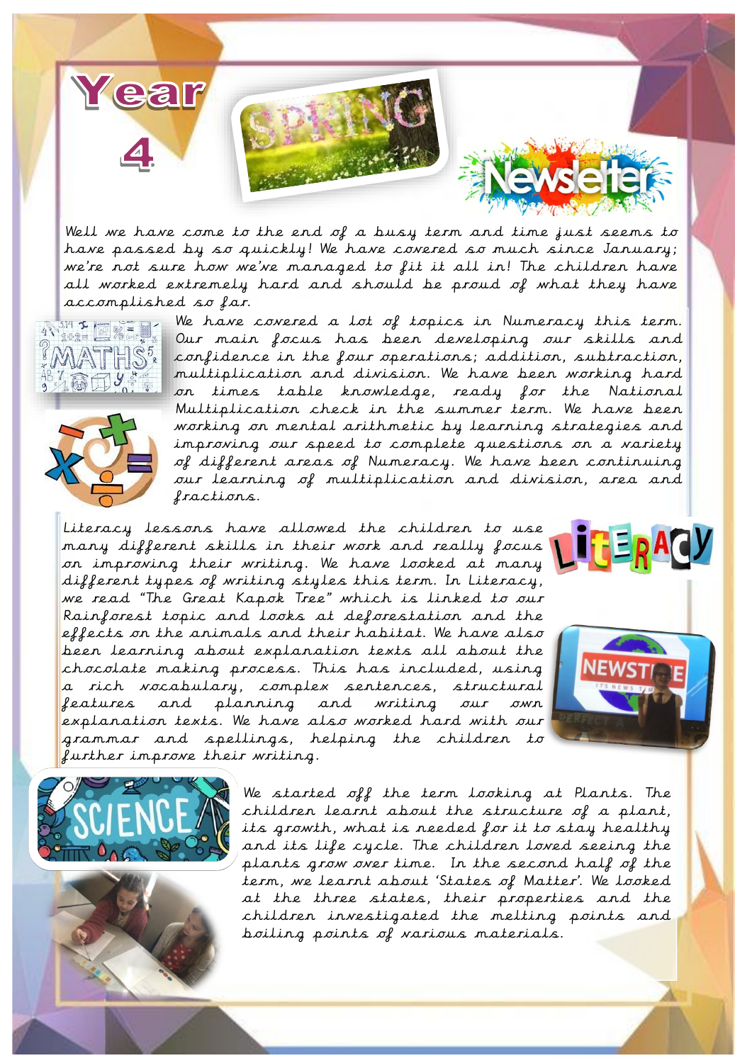# Year 4 Spring Newsletter

Well we have come to the end of a busy term and time just seems to have passed by so quickly! We have covered so much since January; we're not sure how we've managed to fit it all in! The children have all worked extremely hard and should be proud of what they have accomplished so far.

## Maths

We have covered a lot of topics in Numeracy this term. Our main focus has been developing our skills and confidence in the four operations; addition, subtraction, multiplication and division. We have been working hard on times table knowledge, ready for the National Multiplication check in the summer term. We have been working on mental arithmetic by learning strategies and improving our speed to complete questions on a variety of different areas of Numeracy. We have been continuing our learning of multiplication and division, area and fractions.

## Literacy

Literacy lessons have allowed the children to use many different skills in their work and really focus on improving their writing. We have looked at many different types of writing styles this term. In Literacy, we read "The Great Kapok Tree" which is linked to our Rainforest topic and looks at deforestation and the effects on the animals and their habitat. We have also been learning about explanation texts all about the chocolate making process. This has included, using a rich vocabulary, complex sentences, structural features and planning and writing our own explanation texts. We have also worked hard with our grammar and spellings, helping the children to further improve their writing.

## Science

We started off the term looking at Plants. The children learnt about the structure of a plant, its growth, what is needed for it to stay healthy and its life cycle. The children loved seeing the plants grow over time. In the second half of the term, we learnt about 'States of Matter'. We looked at the three states, their properties and the children investigated the melting points and boiling points of various materials.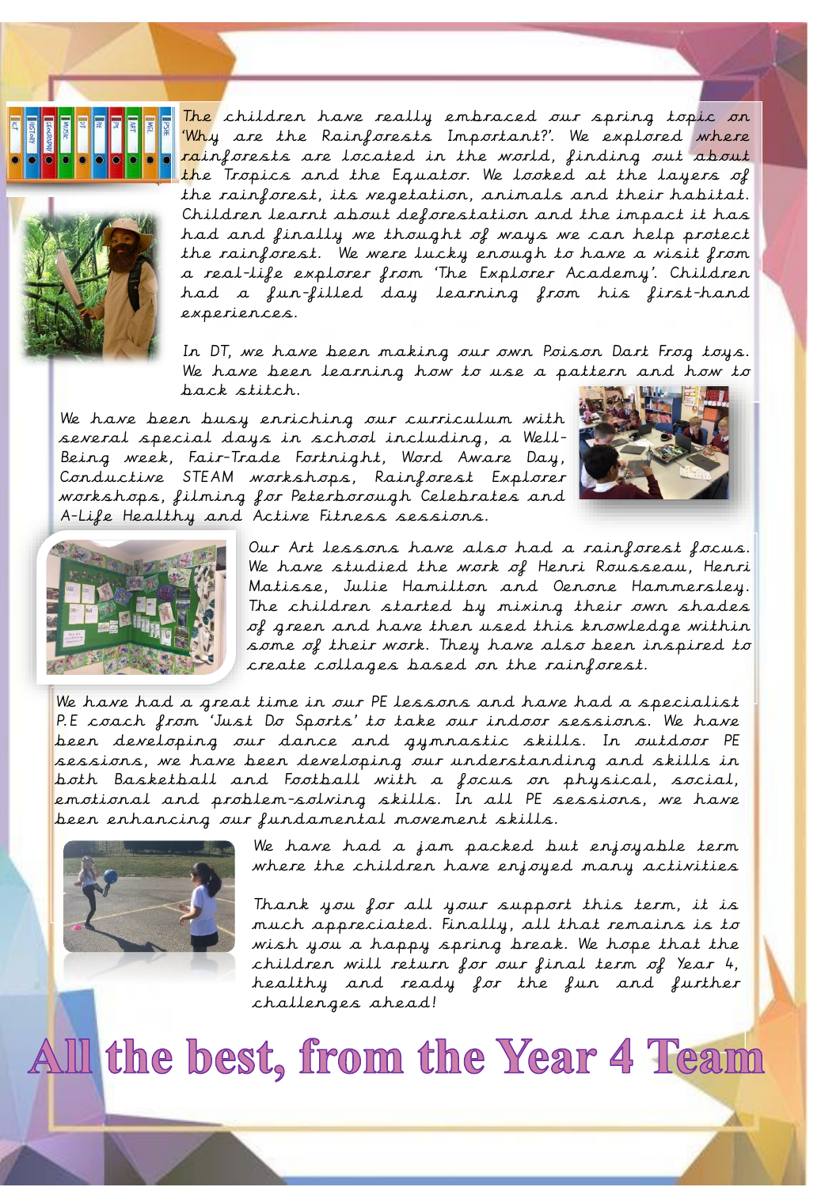The children have really embraced our spring topic on 'Why are the Rainforests Important?'. We explored where rainforests are located in the world, finding out about the Tropics and the Equator. We looked at the layers of the rainforest, its vegetation, animals and their habitat. Children learnt about deforestation and the impact it has had and finally we thought of ways we can help protect the rainforest. We were lucky enough to have a visit from a real-life explorer from 'The Explorer Academy'. Children had a fun-filled day learning from his first-hand experiences.

In DT, we have been making our own Poison Dart Frog toys. We have been learning how to use a pattern and how to back stitch.

We have been busy enriching our curriculum with several special days in school including, a Well-Being week, Fair-Trade Fortnight, Word Aware Day, Conductive STEAM workshops, Rainforest Explorer workshops, filming for Peterborough Celebrates and A-Life Healthy and Active Fitness sessions.

Our Art lessons have also had a rainforest focus. We have studied the work of Henri Rousseau, Henri Matisse, Julie Hamilton and Oenone Hammersley. The children started by mixing their own shades of green and have then used this knowledge within some of their work. They have also been inspired to create collages based on the rainforest.

We have had a great time in our PE lessons and have had a specialist P.E coach from 'Just Do Sports' to take our indoor sessions. We have been developing our dance and gymnastic skills. In outdoor PE sessions, we have been developing our understanding and skills in both Basketball and Football with a focus on physical, social, emotional and problem-solving skills. In all PE sessions, we have been enhancing our fundamental movement skills.

We have had a jam packed but enjoyable term where the children have enjoyed many activities

Thank you for all your support this term, it is much appreciated. Finally, all that remains is to wish you a happy spring break. We hope that the children will return for our final term of Year 4, healthy and ready for the fun and further challenges ahead!

# All the best, from the Year 4 Team